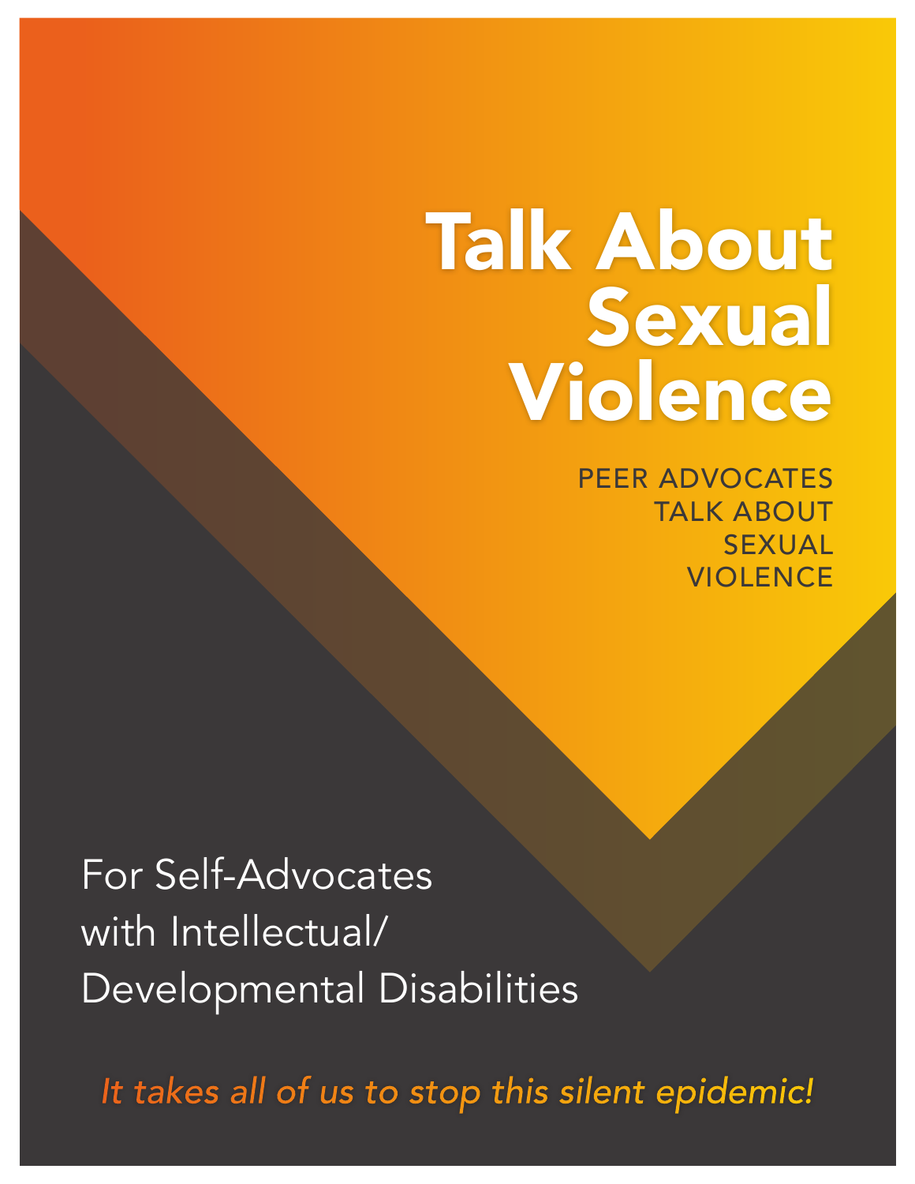# Talk About Sexual Violence

PEER ADVOCATES TALK ABOUT SEXUAL VIOLENCE

For Self-Advocates with Intellectual/ Developmental Disabilities

*It takes all of us to stop this silent epidemic!*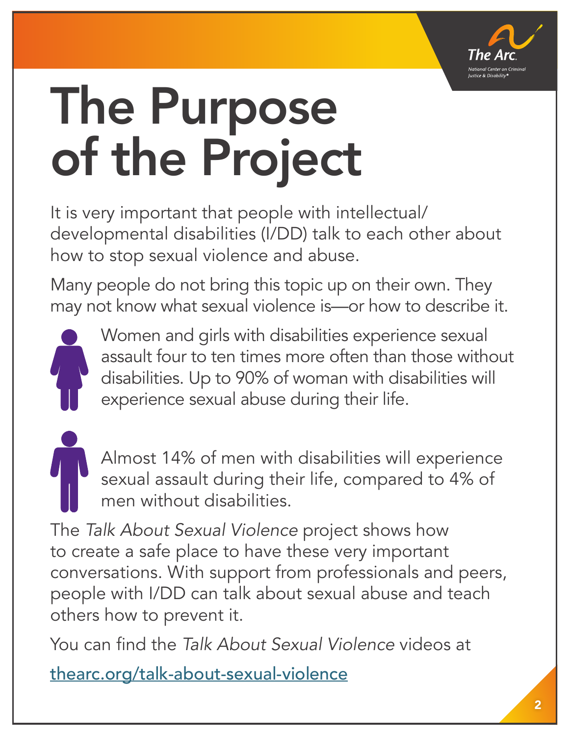# The Purpose of the Project

It is very important that people with intellectual/developmental disabilities (I/DD) talk to each other about how to stop sexual violence and abuse.

Many people do not bring this topic up on their own. They may not know what sexual violence is—or how to describe it.

Women and girls with disabilities experience sexual assault four to ten times more often than those without disabilities. Up to 90% of woman with disabilities will experience sexual abuse during their life.

Almost 14% of men with disabilities will experience sexual assault during their life, compared to 4% of men without disabilities.

The *Talk About Sexual Violence* project shows how to create a safe place to have these very important conversations. With support from professionals and peers, people with I/DD can talk about sexual abuse and teach others how to prevent it.

You can find the *Talk About Sexual Violence* videos at

thearc.org/talk-about-sexual-violence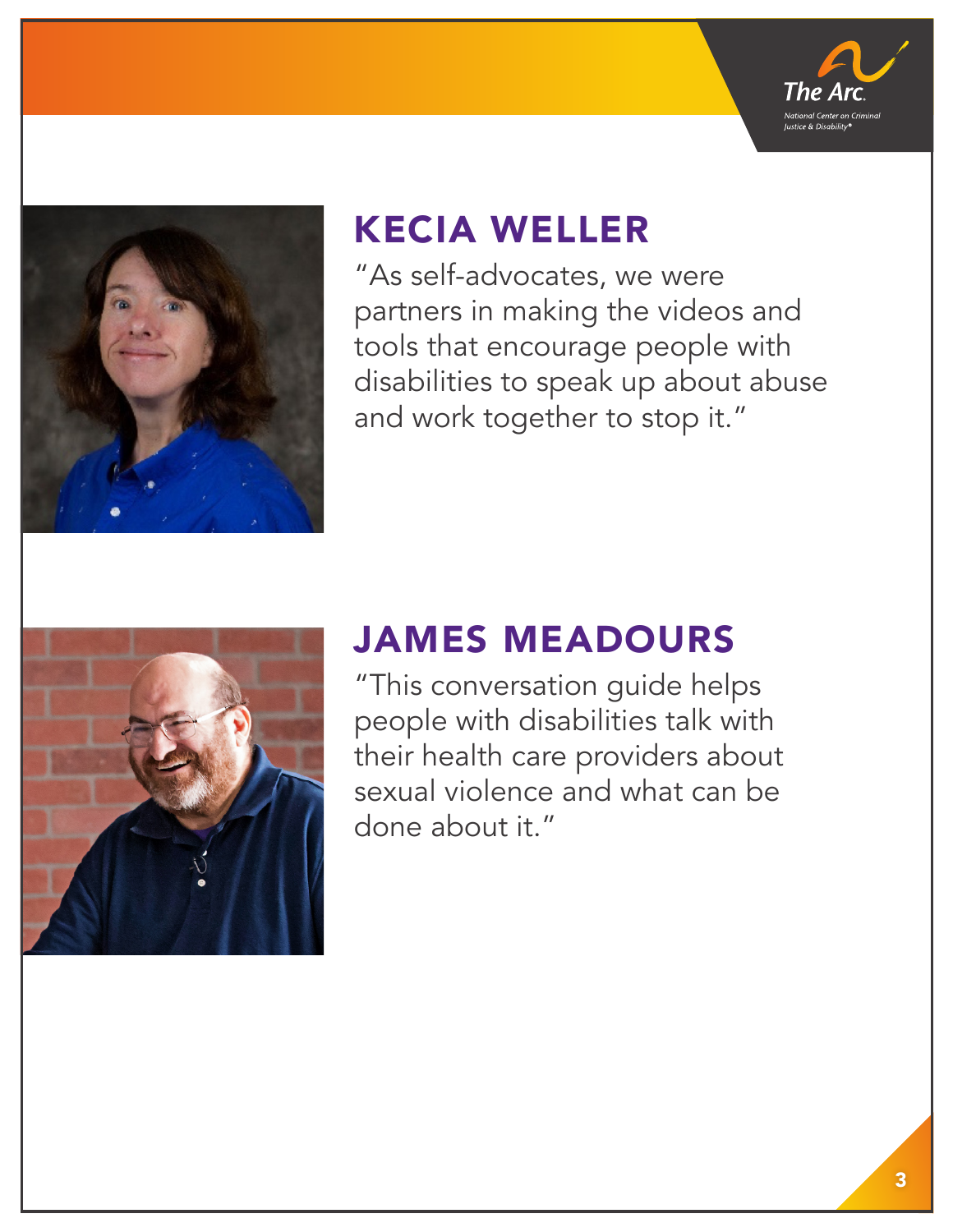## KECIA WELLER

"As self-advocates, we were partners in making the videos and tools that encourage people with disabilities to speak up about abuse and work together to stop it."

## JAMES MEADOURS

"This conversation guide helps people with disabilities talk with their health care providers about sexual violence and what can be done about it."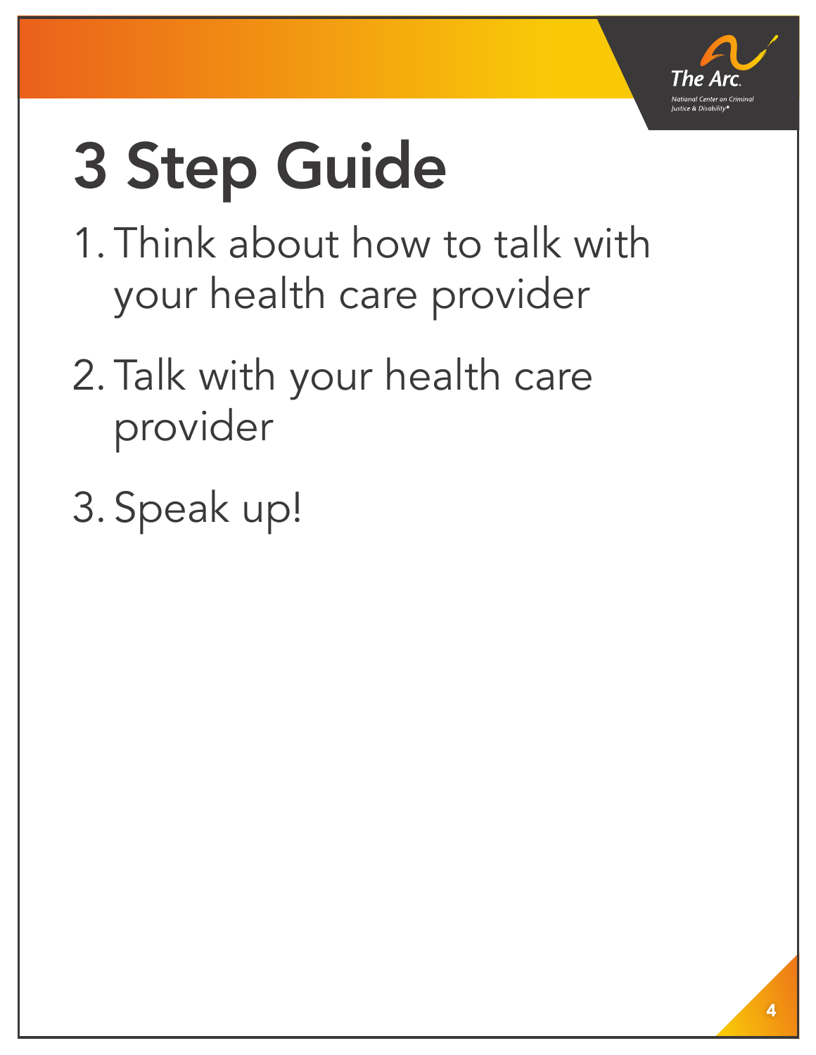# 3 Step Guide

1. Think about how to talk with your health care provider
2. Talk with your health care provider
3. Speak up!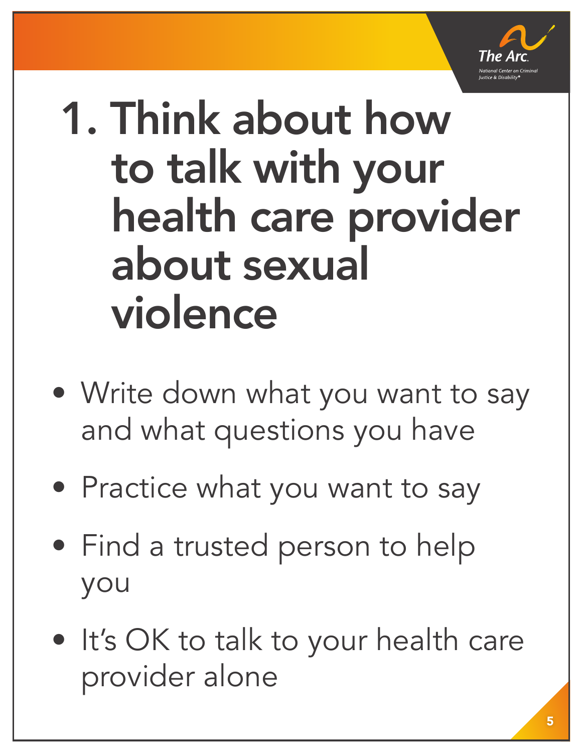# 1. Think about how to talk with your health care provider about sexual violence

- Write down what you want to say and what questions you have
- Practice what you want to say
- Find a trusted person to help you
- It's OK to talk to your health care provider alone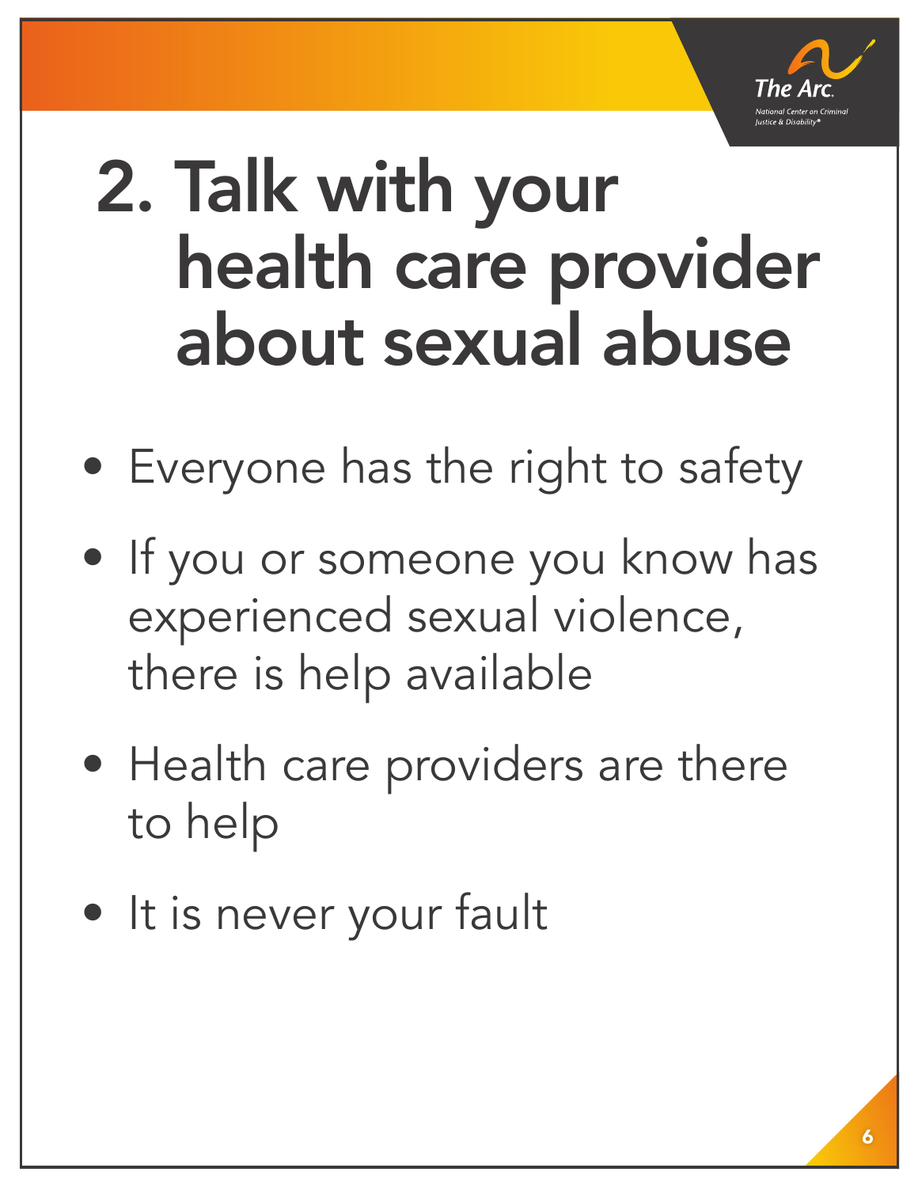# 2. Talk with your health care provider about sexual abuse

- Everyone has the right to safety
- If you or someone you know has experienced sexual violence, there is help available
- Health care providers are there to help
- It is never your fault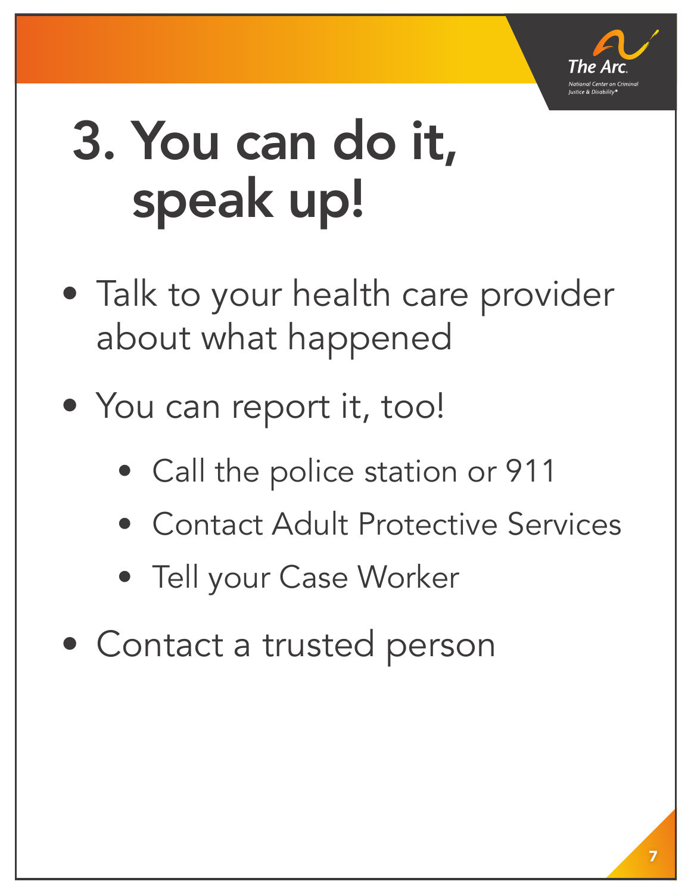# 3. You can do it, speak up!

- Talk to your health care provider about what happened
- You can report it, too!
  - Call the police station or 911
  - Contact Adult Protective Services
  - Tell your Case Worker
- Contact a trusted person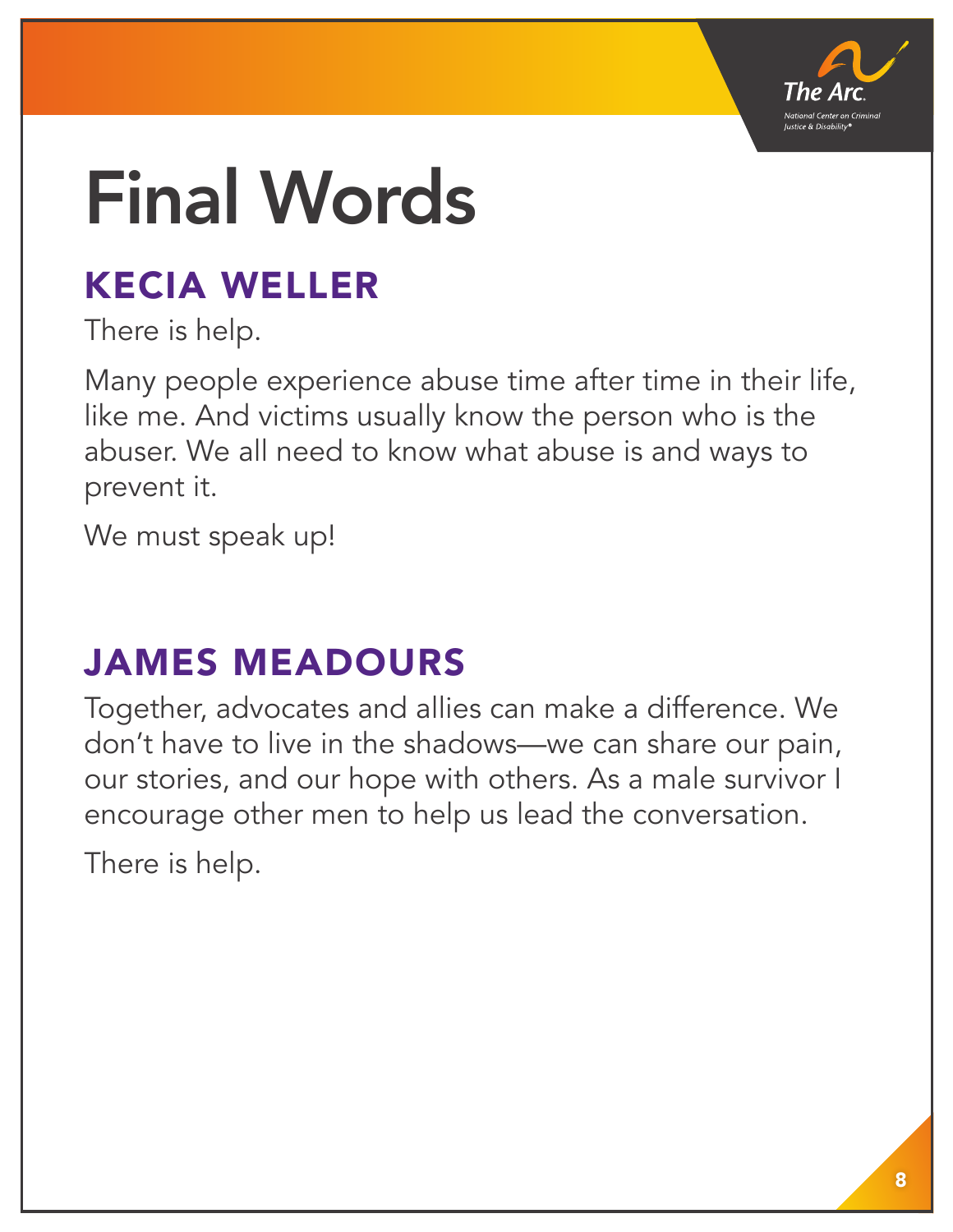# Final Words

## KECIA WELLER

There is help.

Many people experience abuse time after time in their life, like me. And victims usually know the person who is the abuser. We all need to know what abuse is and ways to prevent it.

We must speak up!

## JAMES MEADOURS

Together, advocates and allies can make a difference. We don't have to live in the shadows—we can share our pain, our stories, and our hope with others. As a male survivor I encourage other men to help us lead the conversation.

There is help.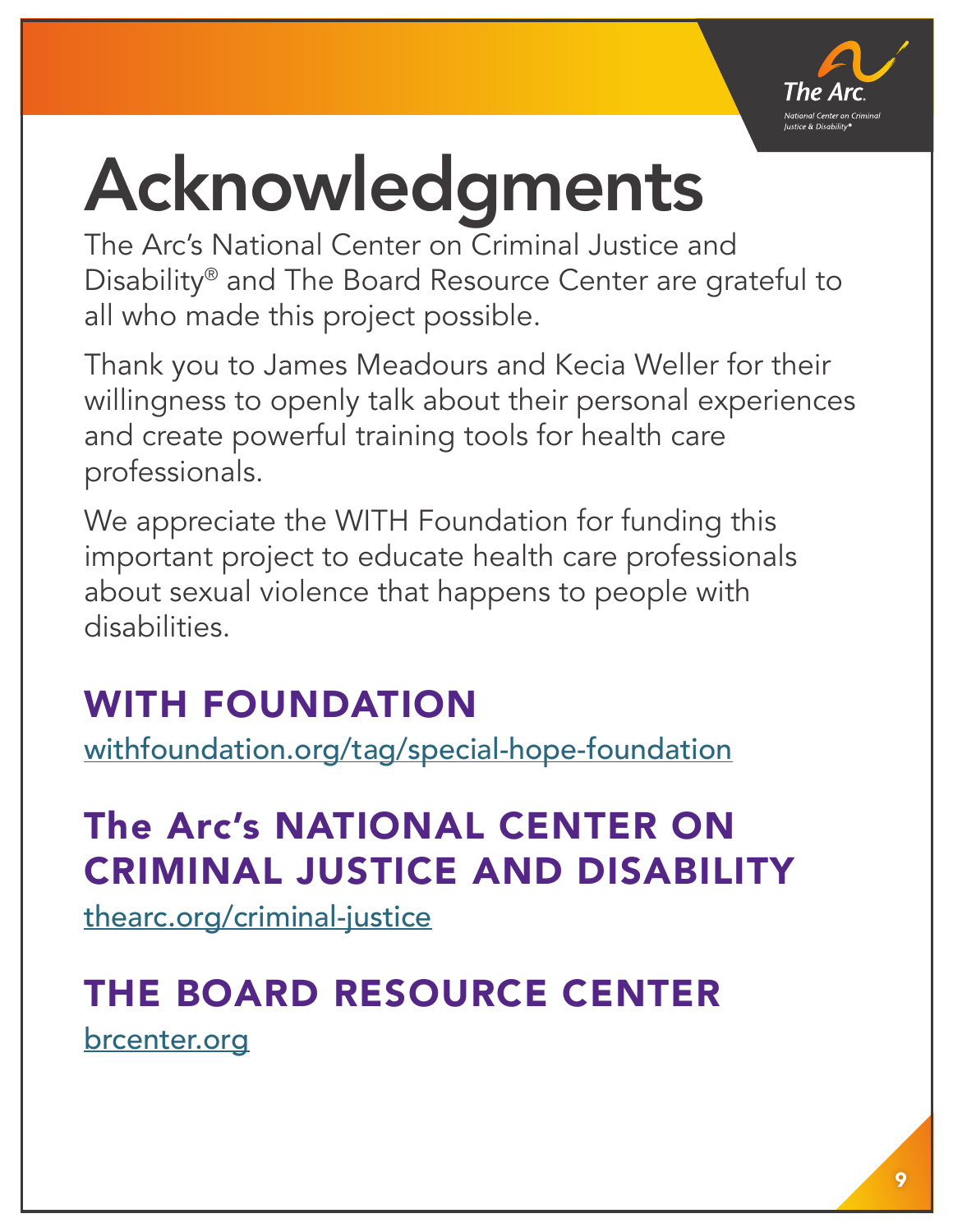# Acknowledgments

The Arc's National Center on Criminal Justice and Disability® and The Board Resource Center are grateful to all who made this project possible.

Thank you to James Meadours and Kecia Weller for their willingness to openly talk about their personal experiences and create powerful training tools for health care professionals.

We appreciate the WITH Foundation for funding this important project to educate health care professionals about sexual violence that happens to people with disabilities.

## WITH FOUNDATION

withfoundation.org/tag/special-hope-foundation

## The Arc's NATIONAL CENTER ON CRIMINAL JUSTICE AND DISABILITY

thearc.org/criminal-justice

## THE BOARD RESOURCE CENTER

brcenter.org